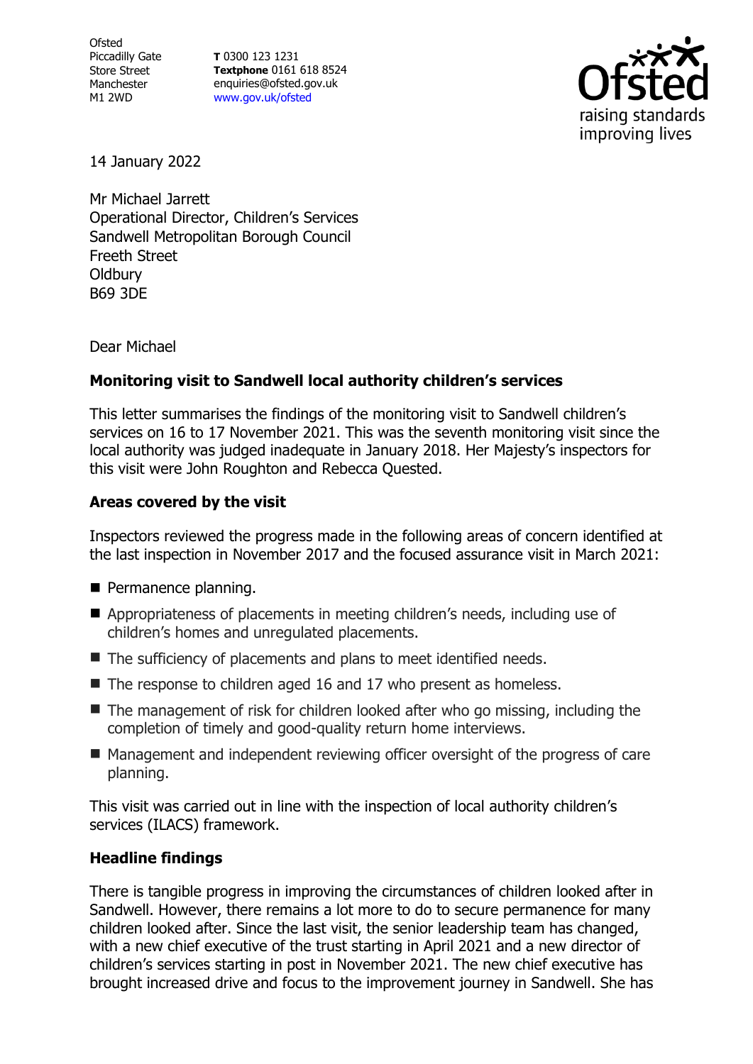Ofsted
Piccadilly Gate
Store Street
Manchester
M1 2WD

**T** 0300 123 1231
**Textphone** 0161 618 8524
enquiries@ofsted.gov.uk
www.gov.uk/ofsted

14 January 2022

Mr Michael Jarrett
Operational Director, Children's Services
Sandwell Metropolitan Borough Council
Freeth Street
Oldbury
B69 3DE

Dear Michael

**Monitoring visit to Sandwell local authority children's services**

This letter summarises the findings of the monitoring visit to Sandwell children's services on 16 to 17 November 2021. This was the seventh monitoring visit since the local authority was judged inadequate in January 2018. Her Majesty's inspectors for this visit were John Roughton and Rebecca Quested.

**Areas covered by the visit**

Inspectors reviewed the progress made in the following areas of concern identified at the last inspection in November 2017 and the focused assurance visit in March 2021:

- Permanence planning.
- Appropriateness of placements in meeting children's needs, including use of children's homes and unregulated placements.
- The sufficiency of placements and plans to meet identified needs.
- The response to children aged 16 and 17 who present as homeless.
- The management of risk for children looked after who go missing, including the completion of timely and good-quality return home interviews.
- Management and independent reviewing officer oversight of the progress of care planning.

This visit was carried out in line with the inspection of local authority children's services (ILACS) framework.

**Headline findings**

There is tangible progress in improving the circumstances of children looked after in Sandwell. However, there remains a lot more to do to secure permanence for many children looked after. Since the last visit, the senior leadership team has changed, with a new chief executive of the trust starting in April 2021 and a new director of children's services starting in post in November 2021. The new chief executive has brought increased drive and focus to the improvement journey in Sandwell. She has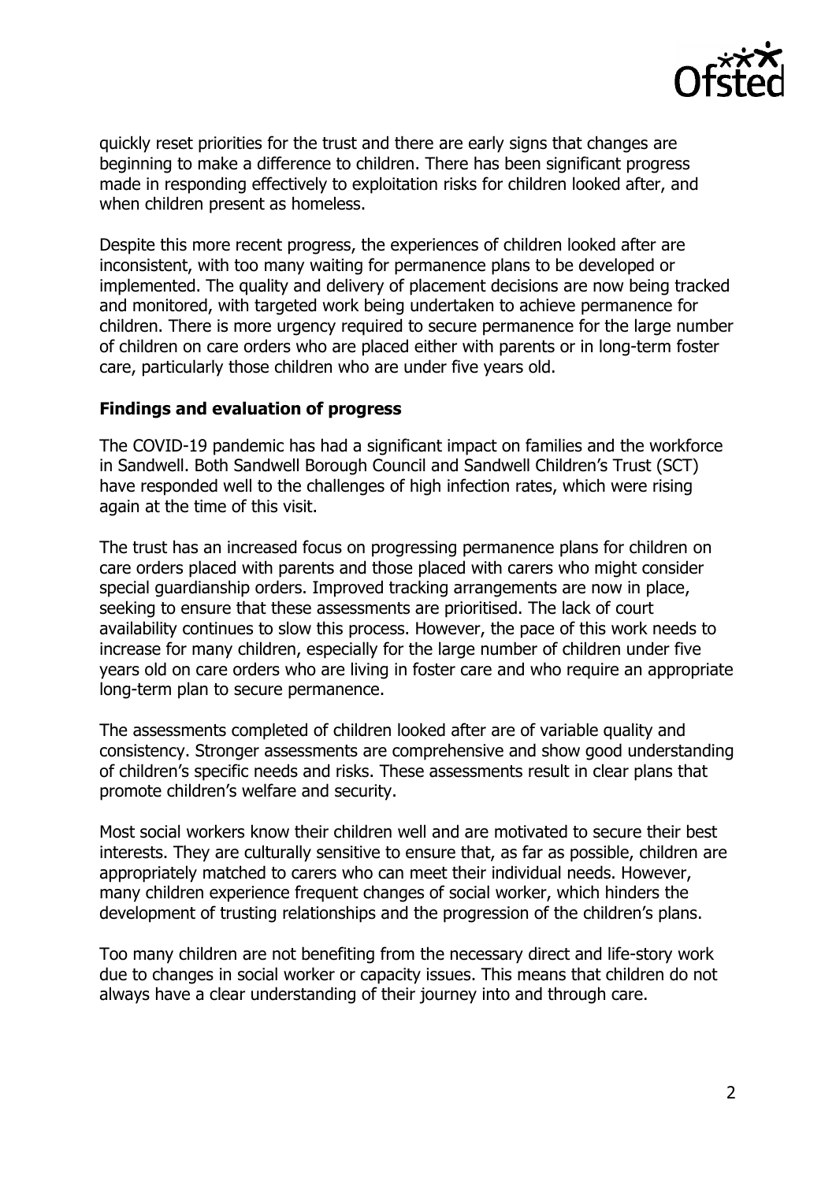quickly reset priorities for the trust and there are early signs that changes are beginning to make a difference to children. There has been significant progress made in responding effectively to exploitation risks for children looked after, and when children present as homeless.

Despite this more recent progress, the experiences of children looked after are inconsistent, with too many waiting for permanence plans to be developed or implemented. The quality and delivery of placement decisions are now being tracked and monitored, with targeted work being undertaken to achieve permanence for children. There is more urgency required to secure permanence for the large number of children on care orders who are placed either with parents or in long-term foster care, particularly those children who are under five years old.

**Findings and evaluation of progress**

The COVID-19 pandemic has had a significant impact on families and the workforce in Sandwell. Both Sandwell Borough Council and Sandwell Children's Trust (SCT) have responded well to the challenges of high infection rates, which were rising again at the time of this visit.

The trust has an increased focus on progressing permanence plans for children on care orders placed with parents and those placed with carers who might consider special guardianship orders. Improved tracking arrangements are now in place, seeking to ensure that these assessments are prioritised. The lack of court availability continues to slow this process. However, the pace of this work needs to increase for many children, especially for the large number of children under five years old on care orders who are living in foster care and who require an appropriate long-term plan to secure permanence.

The assessments completed of children looked after are of variable quality and consistency. Stronger assessments are comprehensive and show good understanding of children's specific needs and risks. These assessments result in clear plans that promote children's welfare and security.

Most social workers know their children well and are motivated to secure their best interests. They are culturally sensitive to ensure that, as far as possible, children are appropriately matched to carers who can meet their individual needs. However, many children experience frequent changes of social worker, which hinders the development of trusting relationships and the progression of the children's plans.

Too many children are not benefiting from the necessary direct and life-story work due to changes in social worker or capacity issues. This means that children do not always have a clear understanding of their journey into and through care.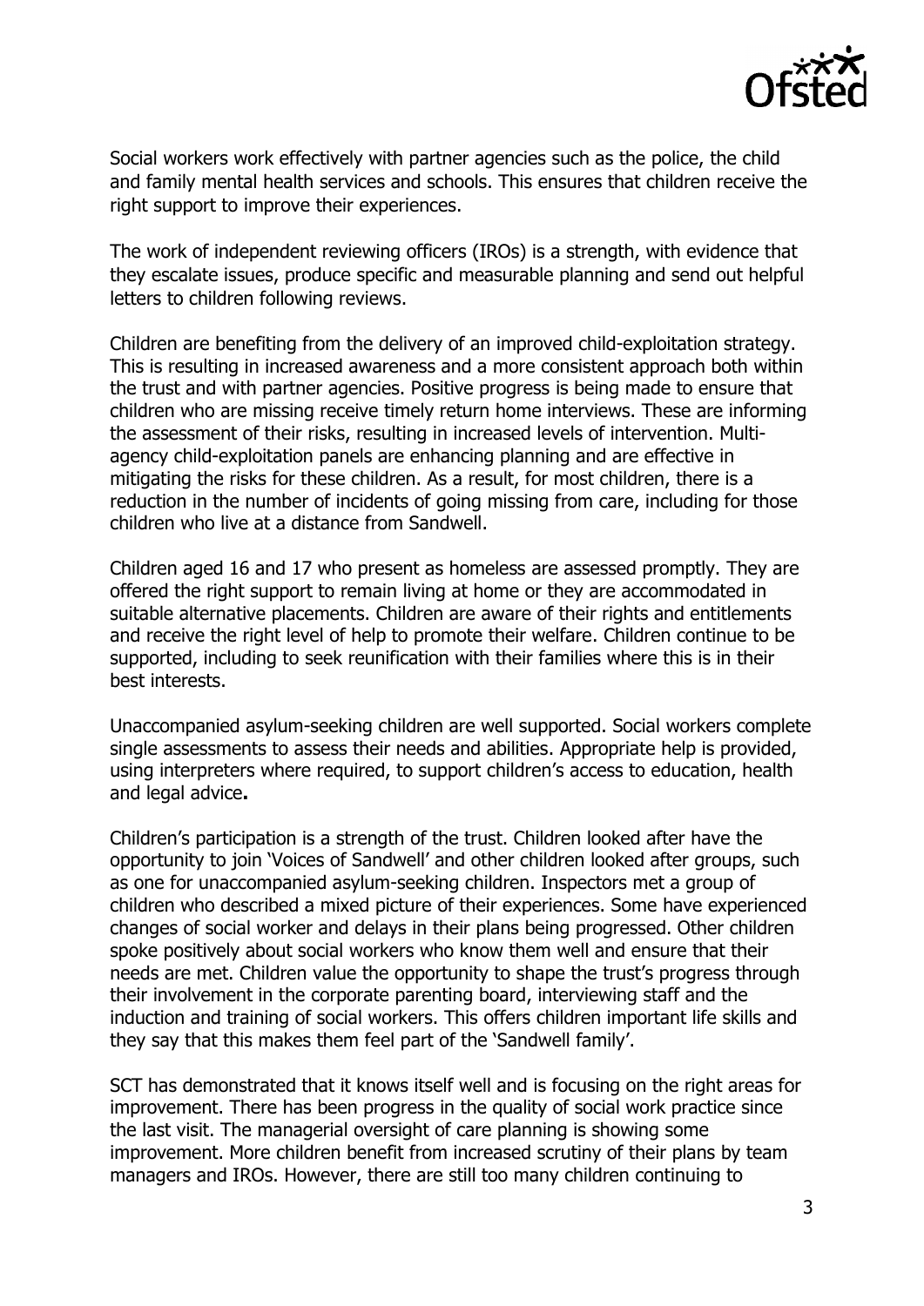Social workers work effectively with partner agencies such as the police, the child and family mental health services and schools. This ensures that children receive the right support to improve their experiences.

The work of independent reviewing officers (IROs) is a strength, with evidence that they escalate issues, produce specific and measurable planning and send out helpful letters to children following reviews.

Children are benefiting from the delivery of an improved child-exploitation strategy. This is resulting in increased awareness and a more consistent approach both within the trust and with partner agencies. Positive progress is being made to ensure that children who are missing receive timely return home interviews. These are informing the assessment of their risks, resulting in increased levels of intervention. Multi-agency child-exploitation panels are enhancing planning and are effective in mitigating the risks for these children. As a result, for most children, there is a reduction in the number of incidents of going missing from care, including for those children who live at a distance from Sandwell.

Children aged 16 and 17 who present as homeless are assessed promptly. They are offered the right support to remain living at home or they are accommodated in suitable alternative placements. Children are aware of their rights and entitlements and receive the right level of help to promote their welfare. Children continue to be supported, including to seek reunification with their families where this is in their best interests.

Unaccompanied asylum-seeking children are well supported. Social workers complete single assessments to assess their needs and abilities. Appropriate help is provided, using interpreters where required, to support children's access to education, health and legal advice**.**

Children's participation is a strength of the trust. Children looked after have the opportunity to join 'Voices of Sandwell' and other children looked after groups, such as one for unaccompanied asylum-seeking children. Inspectors met a group of children who described a mixed picture of their experiences. Some have experienced changes of social worker and delays in their plans being progressed. Other children spoke positively about social workers who know them well and ensure that their needs are met. Children value the opportunity to shape the trust's progress through their involvement in the corporate parenting board, interviewing staff and the induction and training of social workers. This offers children important life skills and they say that this makes them feel part of the 'Sandwell family'.

SCT has demonstrated that it knows itself well and is focusing on the right areas for improvement. There has been progress in the quality of social work practice since the last visit. The managerial oversight of care planning is showing some improvement. More children benefit from increased scrutiny of their plans by team managers and IROs. However, there are still too many children continuing to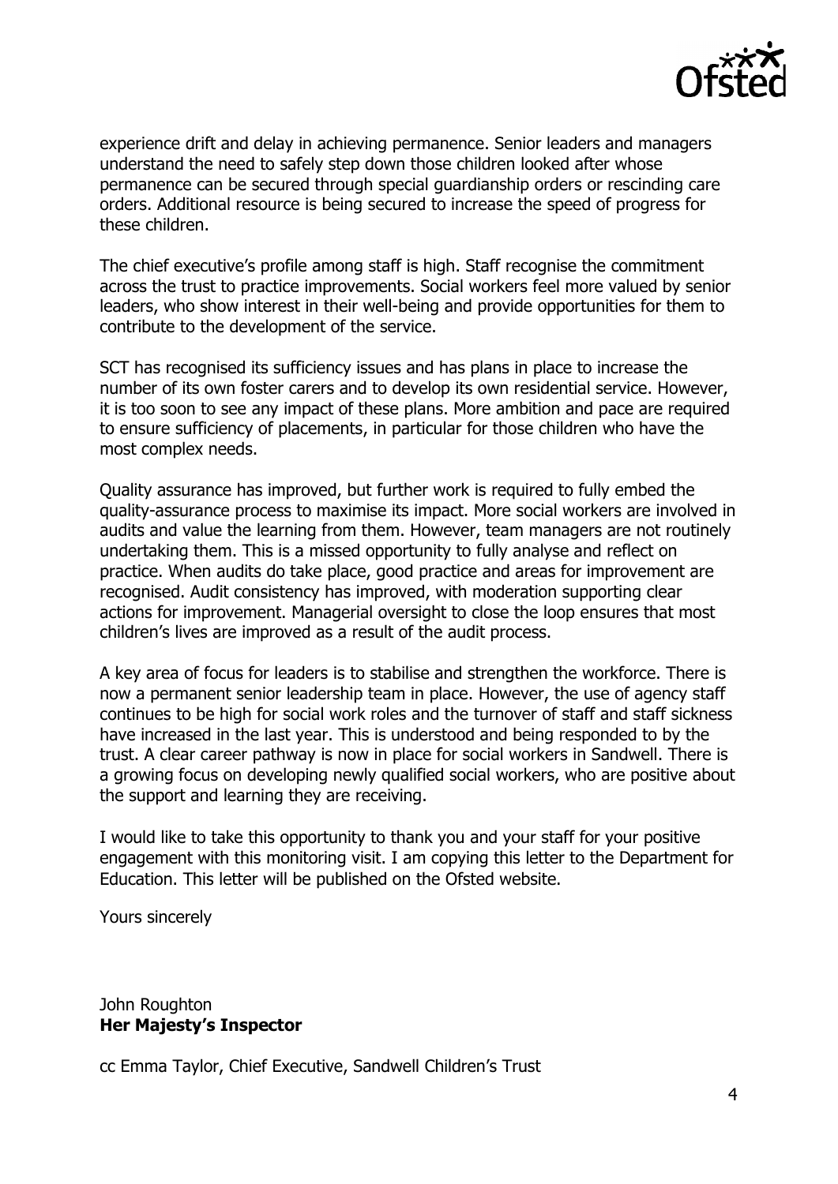experience drift and delay in achieving permanence. Senior leaders and managers understand the need to safely step down those children looked after whose permanence can be secured through special guardianship orders or rescinding care orders. Additional resource is being secured to increase the speed of progress for these children.

The chief executive's profile among staff is high. Staff recognise the commitment across the trust to practice improvements. Social workers feel more valued by senior leaders, who show interest in their well-being and provide opportunities for them to contribute to the development of the service.

SCT has recognised its sufficiency issues and has plans in place to increase the number of its own foster carers and to develop its own residential service. However, it is too soon to see any impact of these plans. More ambition and pace are required to ensure sufficiency of placements, in particular for those children who have the most complex needs.

Quality assurance has improved, but further work is required to fully embed the quality-assurance process to maximise its impact. More social workers are involved in audits and value the learning from them. However, team managers are not routinely undertaking them. This is a missed opportunity to fully analyse and reflect on practice. When audits do take place, good practice and areas for improvement are recognised. Audit consistency has improved, with moderation supporting clear actions for improvement. Managerial oversight to close the loop ensures that most children's lives are improved as a result of the audit process.

A key area of focus for leaders is to stabilise and strengthen the workforce. There is now a permanent senior leadership team in place. However, the use of agency staff continues to be high for social work roles and the turnover of staff and staff sickness have increased in the last year. This is understood and being responded to by the trust. A clear career pathway is now in place for social workers in Sandwell. There is a growing focus on developing newly qualified social workers, who are positive about the support and learning they are receiving.

I would like to take this opportunity to thank you and your staff for your positive engagement with this monitoring visit. I am copying this letter to the Department for Education. This letter will be published on the Ofsted website.

Yours sincerely

John Roughton
**Her Majesty's Inspector**

cc Emma Taylor, Chief Executive, Sandwell Children's Trust